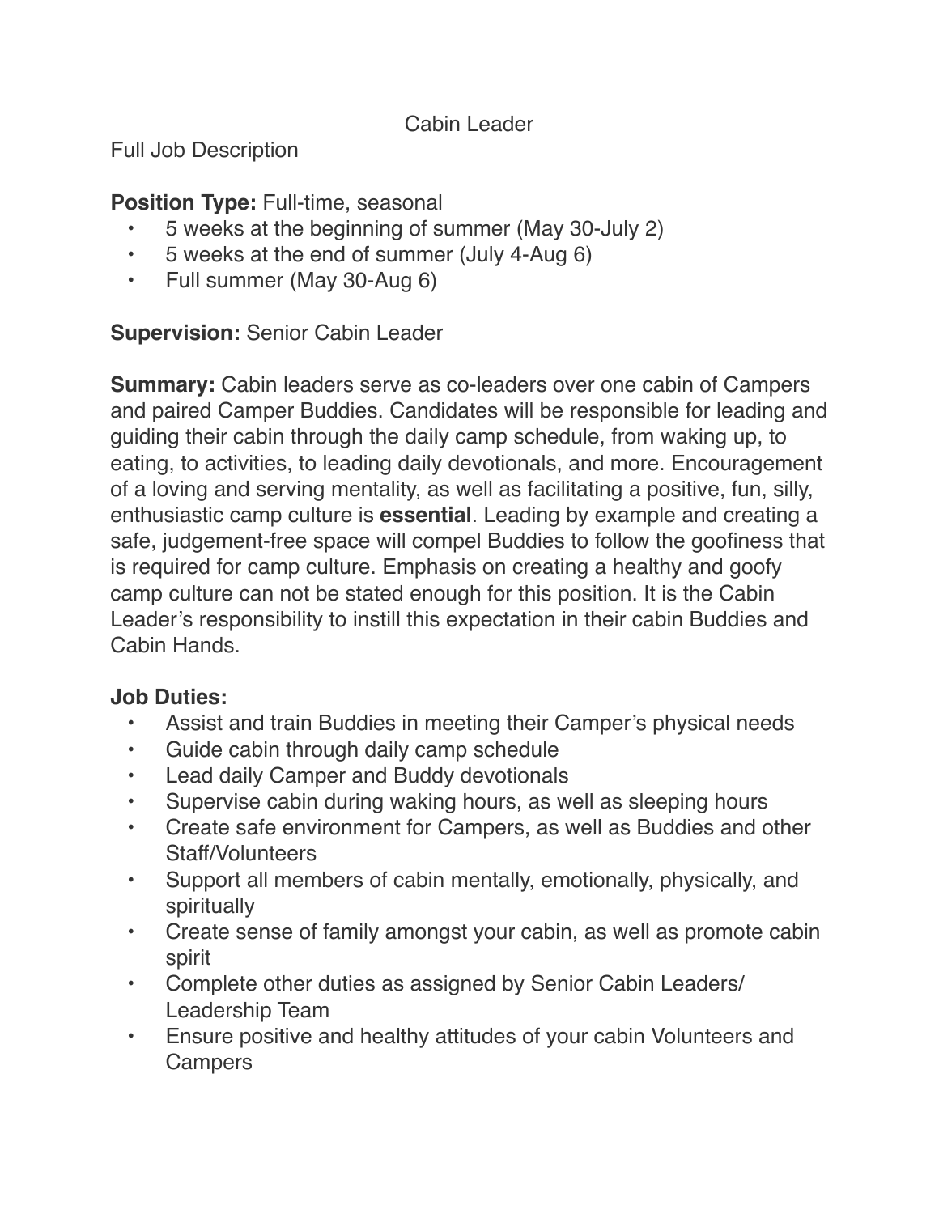# Cabin Leader

Full Job Description

**Position Type:** Full-time, seasonal

- 5 weeks at the beginning of summer (May 30-July 2)
- 5 weeks at the end of summer (July 4-Aug 6)
- Full summer (May 30-Aug 6)

**Supervision:** Senior Cabin Leader

**Summary:** Cabin leaders serve as co-leaders over one cabin of Campers and paired Camper Buddies. Candidates will be responsible for leading and guiding their cabin through the daily camp schedule, from waking up, to eating, to activities, to leading daily devotionals, and more. Encouragement of a loving and serving mentality, as well as facilitating a positive, fun, silly, enthusiastic camp culture is **essential**. Leading by example and creating a safe, judgement-free space will compel Buddies to follow the goofiness that is required for camp culture. Emphasis on creating a healthy and goofy camp culture can not be stated enough for this position. It is the Cabin Leader's responsibility to instill this expectation in their cabin Buddies and Cabin Hands.

**Job Duties:**

- Assist and train Buddies in meeting their Camper's physical needs
- Guide cabin through daily camp schedule
- Lead daily Camper and Buddy devotionals
- Supervise cabin during waking hours, as well as sleeping hours
- Create safe environment for Campers, as well as Buddies and other Staff/Volunteers
- Support all members of cabin mentally, emotionally, physically, and spiritually
- Create sense of family amongst your cabin, as well as promote cabin spirit
- Complete other duties as assigned by Senior Cabin Leaders/ Leadership Team
- Ensure positive and healthy attitudes of your cabin Volunteers and Campers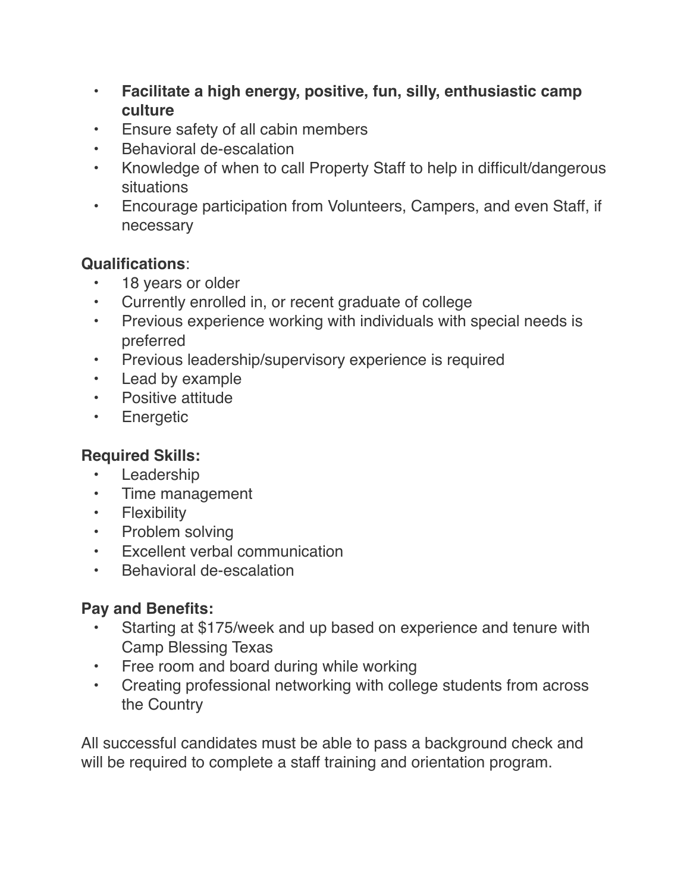- **Facilitate a high energy, positive, fun, silly, enthusiastic camp culture**
- Ensure safety of all cabin members
- Behavioral de-escalation
- Knowledge of when to call Property Staff to help in difficult/dangerous situations
- Encourage participation from Volunteers, Campers, and even Staff, if necessary

**Qualifications**:

- 18 years or older
- Currently enrolled in, or recent graduate of college
- Previous experience working with individuals with special needs is preferred
- Previous leadership/supervisory experience is required
- Lead by example
- Positive attitude
- Energetic

**Required Skills:**

- Leadership
- Time management
- Flexibility
- Problem solving
- Excellent verbal communication
- Behavioral de-escalation

**Pay and Benefits:**

- Starting at $175/week and up based on experience and tenure with Camp Blessing Texas
- Free room and board during while working
- Creating professional networking with college students from across the Country

All successful candidates must be able to pass a background check and will be required to complete a staff training and orientation program.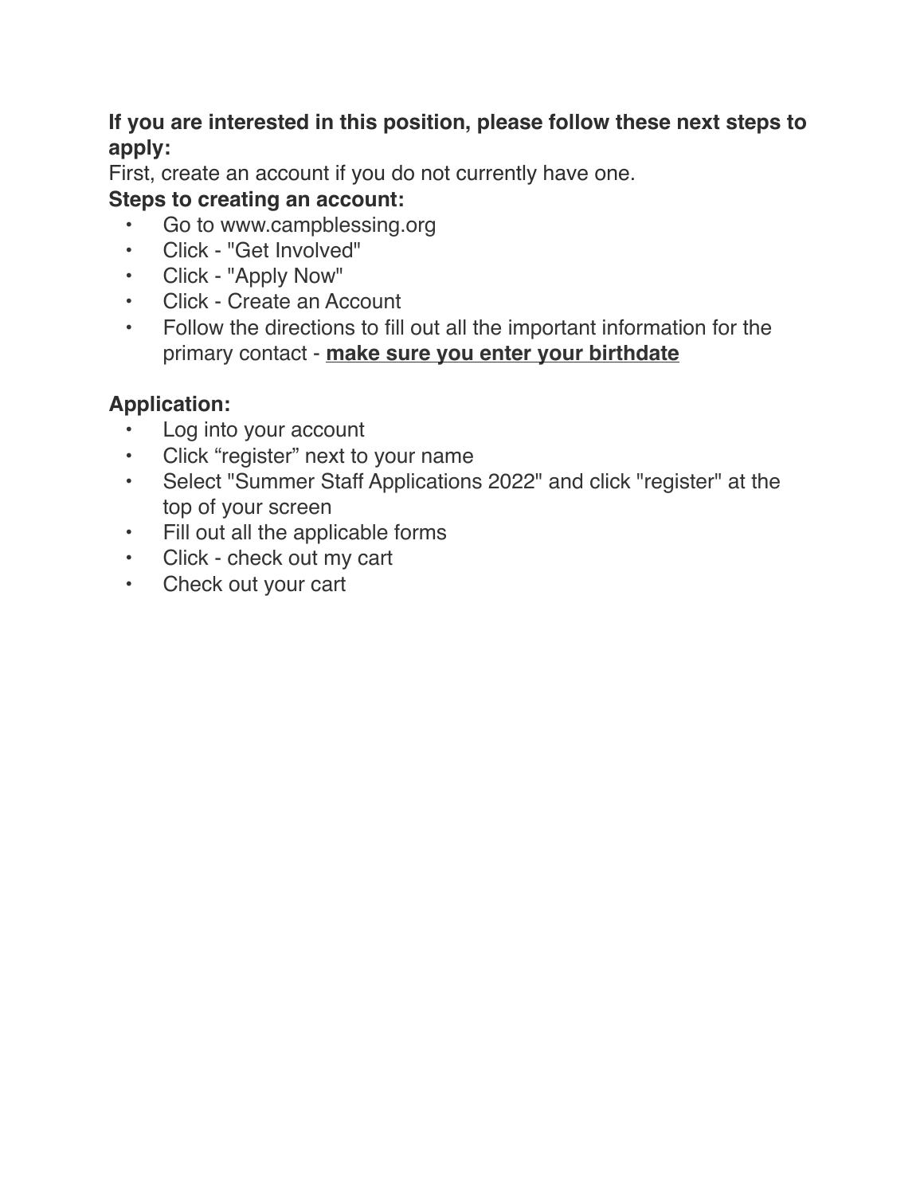**If you are interested in this position, please follow these next steps to apply:**

First, create an account if you do not currently have one.

**Steps to creating an account:**

- Go to www.campblessing.org
- Click - "Get Involved"
- Click - "Apply Now"
- Click - Create an Account
- Follow the directions to fill out all the important information for the primary contact - **<u>make sure you enter your birthdate</u>**

**Application:**

- Log into your account
- Click “register” next to your name
- Select "Summer Staff Applications 2022" and click "register" at the top of your screen
- Fill out all the applicable forms
- Click - check out my cart
- Check out your cart